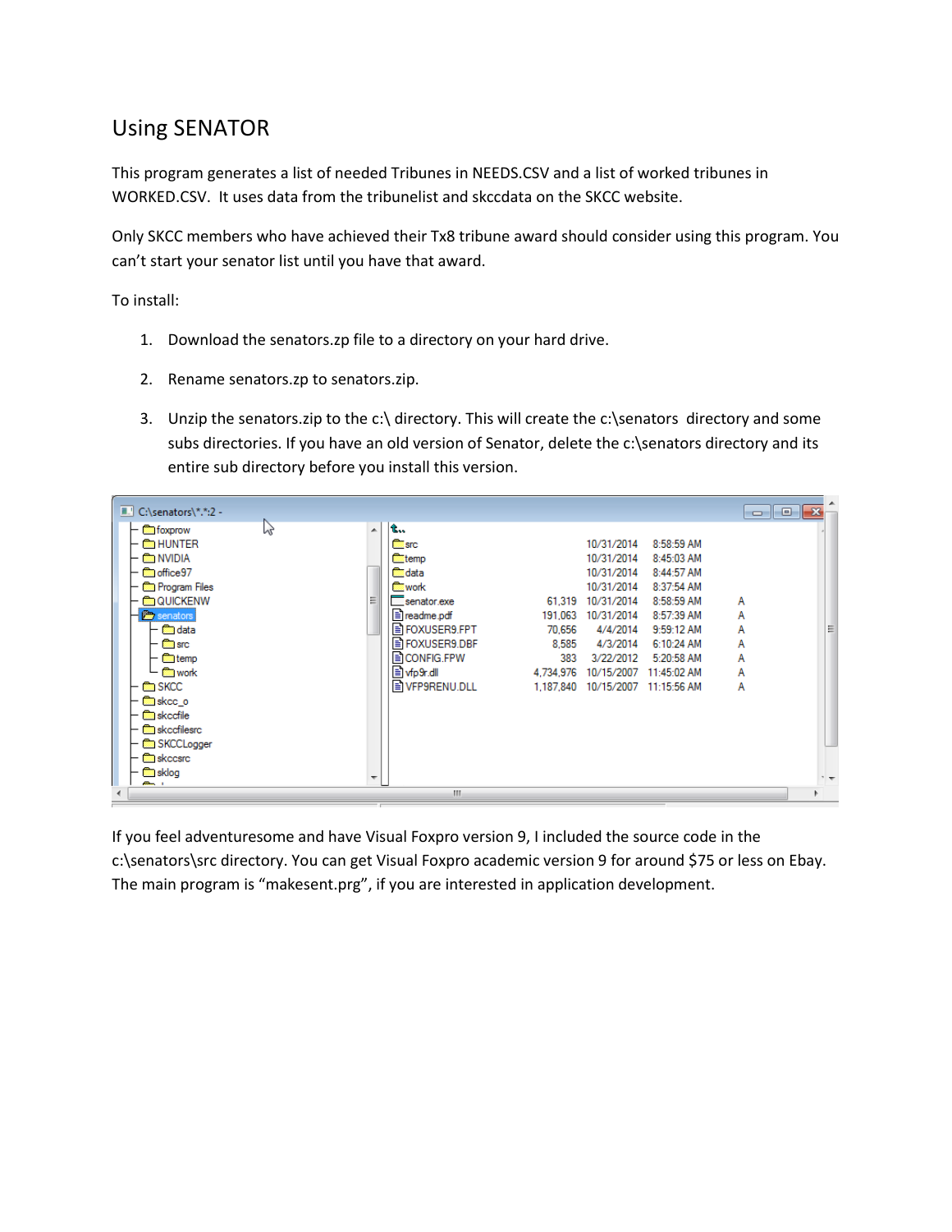# Using SENATOR

This program generates a list of needed Tribunes in NEEDS.CSV and a list of worked tribunes in WORKED.CSV.  It uses data from the tribunelist and skccdata on the SKCC website.

Only SKCC members who have achieved their Tx8 tribune award should consider using this program. You can't start your senator list until you have that award.

To install:

1. Download the senators.zp file to a directory on your hard drive.
2. Rename senators.zp to senators.zip.
3. Unzip the senators.zip to the c:\ directory. This will create the c:\senators  directory and some subs directories. If you have an old version of Senator, delete the c:\senators directory and its entire sub directory before you install this version.

If you feel adventuresome and have Visual Foxpro version 9, I included the source code in the c:\senators\src directory. You can get Visual Foxpro academic version 9 for around $75 or less on Ebay. The main program is "makesent.prg", if you are interested in application development.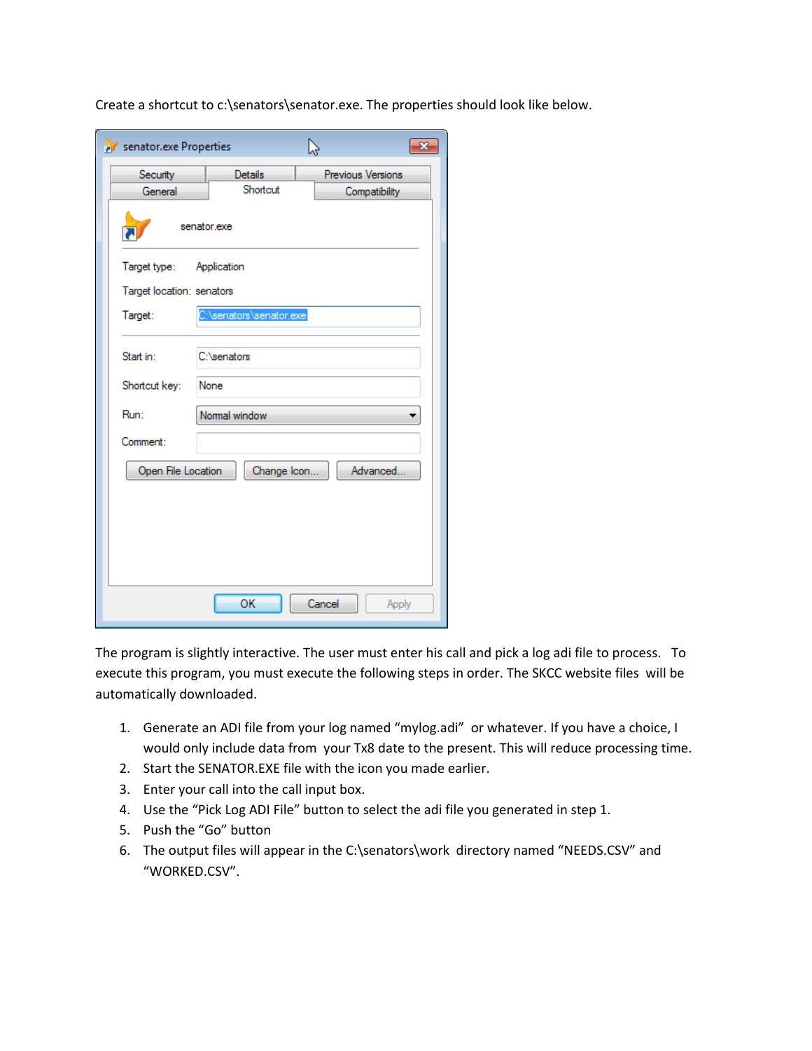Create a shortcut to c:\senators\senator.exe. The properties should look like below.

The program is slightly interactive. The user must enter his call and pick a log adi file to process. To execute this program, you must execute the following steps in order. The SKCC website files will be automatically downloaded.

1. Generate an ADI file from your log named "mylog.adi" or whatever. If you have a choice, I would only include data from your Tx8 date to the present. This will reduce processing time.
2. Start the SENATOR.EXE file with the icon you made earlier.
3. Enter your call into the call input box.
4. Use the "Pick Log ADI File" button to select the adi file you generated in step 1.
5. Push the "Go" button
6. The output files will appear in the C:\senators\work directory named "NEEDS.CSV" and "WORKED.CSV".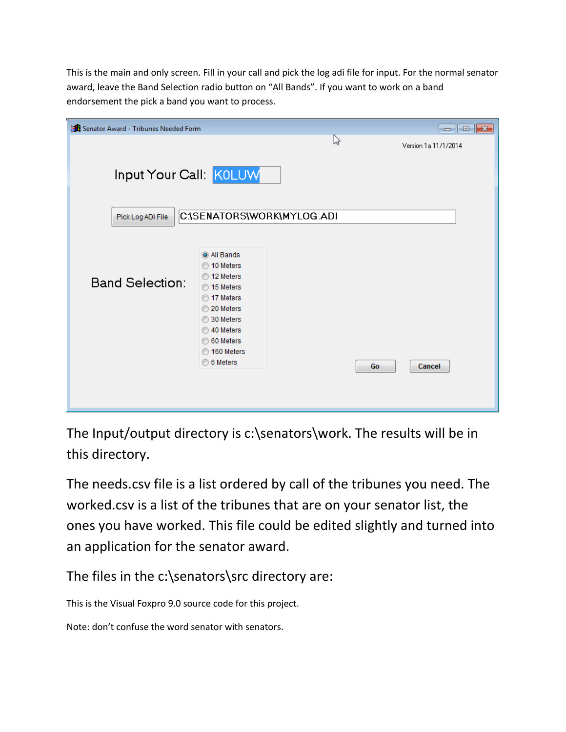This is the main and only screen. Fill in your call and pick the log adi file for input. For the normal senator award, leave the Band Selection radio button on “All Bands”. If you want to work on a band endorsement the pick a band you want to process.

The Input/output directory is c:\senators\work. The results will be in this directory.

The needs.csv file is a list ordered by call of the tribunes you need. The worked.csv is a list of the tribunes that are on your senator list, the ones you have worked. This file could be edited slightly and turned into an application for the senator award.

The files in the c:\senators\src directory are:

This is the Visual Foxpro 9.0 source code for this project.

Note: don’t confuse the word senator with senators.